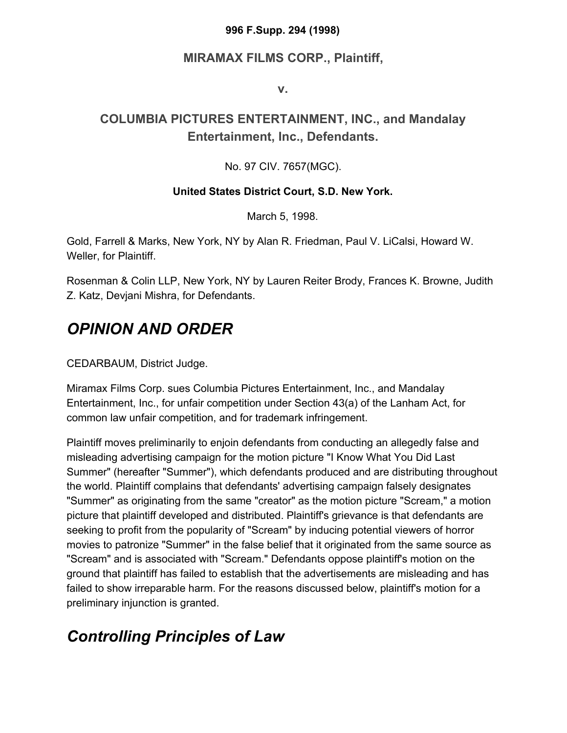**996 F.Supp. 294 (1998)**

**MIRAMAX FILMS CORP., Plaintiff,**

**v.**

**COLUMBIA PICTURES ENTERTAINMENT, INC., and Mandalay Entertainment, Inc., Defendants.**

No. 97 CIV. 7657(MGC).

**United States District Court, S.D. New York.**

March 5, 1998.

Gold, Farrell & Marks, New York, NY by Alan R. Friedman, Paul V. LiCalsi, Howard W. Weller, for Plaintiff.

Rosenman & Colin LLP, New York, NY by Lauren Reiter Brody, Frances K. Browne, Judith Z. Katz, Devjani Mishra, for Defendants.

## *OPINION AND ORDER*

CEDARBAUM, District Judge.

Miramax Films Corp. sues Columbia Pictures Entertainment, Inc., and Mandalay Entertainment, Inc., for unfair competition under Section 43(a) of the Lanham Act, for common law unfair competition, and for trademark infringement.

Plaintiff moves preliminarily to enjoin defendants from conducting an allegedly false and misleading advertising campaign for the motion picture "I Know What You Did Last Summer" (hereafter "Summer"), which defendants produced and are distributing throughout the world. Plaintiff complains that defendants' advertising campaign falsely designates "Summer" as originating from the same "creator" as the motion picture "Scream," a motion picture that plaintiff developed and distributed. Plaintiff's grievance is that defendants are seeking to profit from the popularity of "Scream" by inducing potential viewers of horror movies to patronize "Summer" in the false belief that it originated from the same source as "Scream" and is associated with "Scream." Defendants oppose plaintiff's motion on the ground that plaintiff has failed to establish that the advertisements are misleading and has failed to show irreparable harm. For the reasons discussed below, plaintiff's motion for a preliminary injunction is granted.

## *Controlling Principles of Law*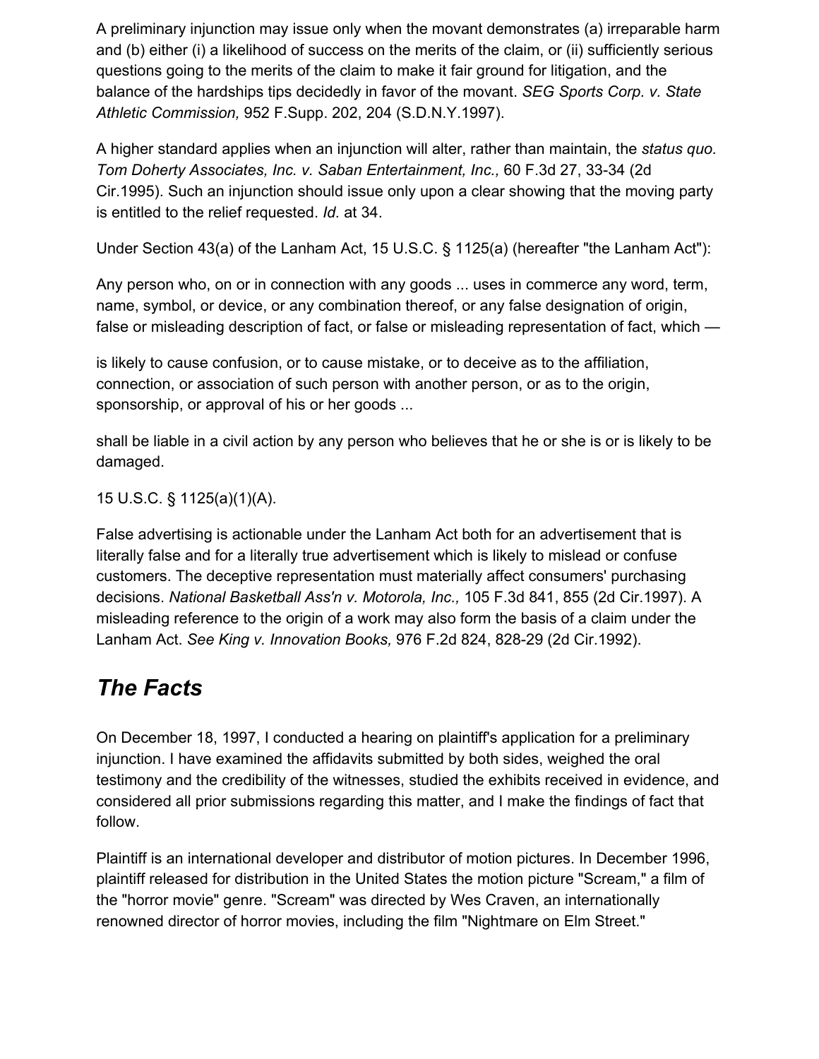A preliminary injunction may issue only when the movant demonstrates (a) irreparable harm and (b) either (i) a likelihood of success on the merits of the claim, or (ii) sufficiently serious questions going to the merits of the claim to make it fair ground for litigation, and the balance of the hardships tips decidedly in favor of the movant. *SEG Sports Corp. v. State Athletic Commission,* 952 F.Supp. 202, 204 (S.D.N.Y.1997).

A higher standard applies when an injunction will alter, rather than maintain, the *status quo. Tom Doherty Associates, Inc. v. Saban Entertainment, Inc.,* 60 F.3d 27, 33-34 (2d Cir.1995). Such an injunction should issue only upon a clear showing that the moving party is entitled to the relief requested. *Id.* at 34.

Under Section 43(a) of the Lanham Act, 15 U.S.C. § 1125(a) (hereafter "the Lanham Act"):

Any person who, on or in connection with any goods ... uses in commerce any word, term, name, symbol, or device, or any combination thereof, or any false designation of origin, false or misleading description of fact, or false or misleading representation of fact, which —

is likely to cause confusion, or to cause mistake, or to deceive as to the affiliation, connection, or association of such person with another person, or as to the origin, sponsorship, or approval of his or her goods ...

shall be liable in a civil action by any person who believes that he or she is or is likely to be damaged.

15 U.S.C. § 1125(a)(1)(A).

False advertising is actionable under the Lanham Act both for an advertisement that is literally false and for a literally true advertisement which is likely to mislead or confuse customers. The deceptive representation must materially affect consumers' purchasing decisions. *National Basketball Ass'n v. Motorola, Inc.,* 105 F.3d 841, 855 (2d Cir.1997). A misleading reference to the origin of a work may also form the basis of a claim under the Lanham Act. *See King v. Innovation Books,* 976 F.2d 824, 828-29 (2d Cir.1992).

## *The Facts*

On December 18, 1997, I conducted a hearing on plaintiff's application for a preliminary injunction. I have examined the affidavits submitted by both sides, weighed the oral testimony and the credibility of the witnesses, studied the exhibits received in evidence, and considered all prior submissions regarding this matter, and I make the findings of fact that follow.

Plaintiff is an international developer and distributor of motion pictures. In December 1996, plaintiff released for distribution in the United States the motion picture "Scream," a film of the "horror movie" genre. "Scream" was directed by Wes Craven, an internationally renowned director of horror movies, including the film "Nightmare on Elm Street."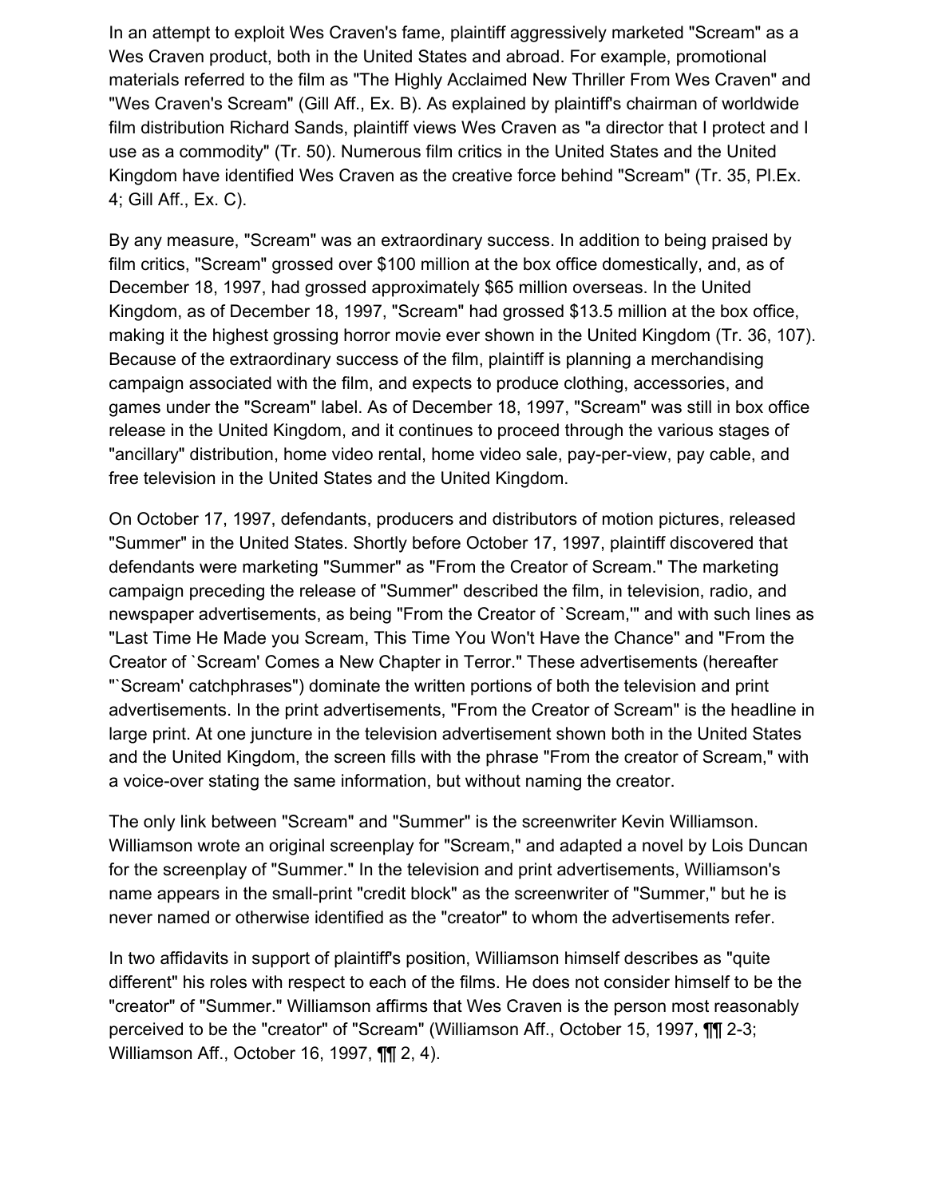In an attempt to exploit Wes Craven's fame, plaintiff aggressively marketed "Scream" as a Wes Craven product, both in the United States and abroad. For example, promotional materials referred to the film as "The Highly Acclaimed New Thriller From Wes Craven" and "Wes Craven's Scream" (Gill Aff., Ex. B). As explained by plaintiff's chairman of worldwide film distribution Richard Sands, plaintiff views Wes Craven as "a director that I protect and I use as a commodity" (Tr. 50). Numerous film critics in the United States and the United Kingdom have identified Wes Craven as the creative force behind "Scream" (Tr. 35, Pl.Ex. 4; Gill Aff., Ex. C).

By any measure, "Scream" was an extraordinary success. In addition to being praised by film critics, "Scream" grossed over $100 million at the box office domestically, and, as of December 18, 1997, had grossed approximately $65 million overseas. In the United Kingdom, as of December 18, 1997, "Scream" had grossed $13.5 million at the box office, making it the highest grossing horror movie ever shown in the United Kingdom (Tr. 36, 107). Because of the extraordinary success of the film, plaintiff is planning a merchandising campaign associated with the film, and expects to produce clothing, accessories, and games under the "Scream" label. As of December 18, 1997, "Scream" was still in box office release in the United Kingdom, and it continues to proceed through the various stages of "ancillary" distribution, home video rental, home video sale, pay-per-view, pay cable, and free television in the United States and the United Kingdom.

On October 17, 1997, defendants, producers and distributors of motion pictures, released "Summer" in the United States. Shortly before October 17, 1997, plaintiff discovered that defendants were marketing "Summer" as "From the Creator of Scream." The marketing campaign preceding the release of "Summer" described the film, in television, radio, and newspaper advertisements, as being "From the Creator of `Scream,'" and with such lines as "Last Time He Made you Scream, This Time You Won't Have the Chance" and "From the Creator of `Scream' Comes a New Chapter in Terror." These advertisements (hereafter "`Scream' catchphrases") dominate the written portions of both the television and print advertisements. In the print advertisements, "From the Creator of Scream" is the headline in large print. At one juncture in the television advertisement shown both in the United States and the United Kingdom, the screen fills with the phrase "From the creator of Scream," with a voice-over stating the same information, but without naming the creator.

The only link between "Scream" and "Summer" is the screenwriter Kevin Williamson. Williamson wrote an original screenplay for "Scream," and adapted a novel by Lois Duncan for the screenplay of "Summer." In the television and print advertisements, Williamson's name appears in the small-print "credit block" as the screenwriter of "Summer," but he is never named or otherwise identified as the "creator" to whom the advertisements refer.

In two affidavits in support of plaintiff's position, Williamson himself describes as "quite different" his roles with respect to each of the films. He does not consider himself to be the "creator" of "Summer." Williamson affirms that Wes Craven is the person most reasonably perceived to be the "creator" of "Scream" (Williamson Aff., October 15, 1997, ¶¶ 2-3; Williamson Aff., October 16, 1997, ¶¶ 2, 4).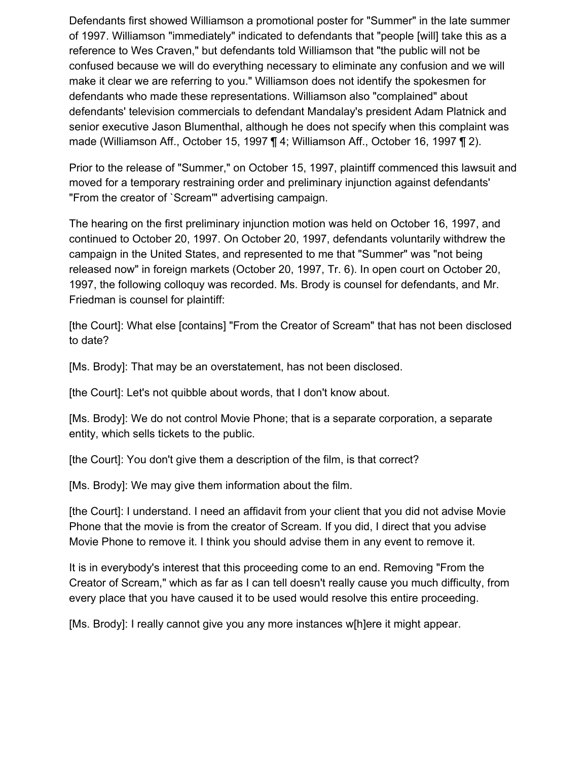Defendants first showed Williamson a promotional poster for "Summer" in the late summer of 1997. Williamson "immediately" indicated to defendants that "people [will] take this as a reference to Wes Craven," but defendants told Williamson that "the public will not be confused because we will do everything necessary to eliminate any confusion and we will make it clear we are referring to you." Williamson does not identify the spokesmen for defendants who made these representations. Williamson also "complained" about defendants' television commercials to defendant Mandalay's president Adam Platnick and senior executive Jason Blumenthal, although he does not specify when this complaint was made (Williamson Aff., October 15, 1997 ¶ 4; Williamson Aff., October 16, 1997 ¶ 2).

Prior to the release of "Summer," on October 15, 1997, plaintiff commenced this lawsuit and moved for a temporary restraining order and preliminary injunction against defendants' "From the creator of `Scream'" advertising campaign.

The hearing on the first preliminary injunction motion was held on October 16, 1997, and continued to October 20, 1997. On October 20, 1997, defendants voluntarily withdrew the campaign in the United States, and represented to me that "Summer" was "not being released now" in foreign markets (October 20, 1997, Tr. 6). In open court on October 20, 1997, the following colloquy was recorded. Ms. Brody is counsel for defendants, and Mr. Friedman is counsel for plaintiff:

[the Court]: What else [contains] "From the Creator of Scream" that has not been disclosed to date?

[Ms. Brody]: That may be an overstatement, has not been disclosed.

[the Court]: Let's not quibble about words, that I don't know about.

[Ms. Brody]: We do not control Movie Phone; that is a separate corporation, a separate entity, which sells tickets to the public.

[the Court]: You don't give them a description of the film, is that correct?

[Ms. Brody]: We may give them information about the film.

[the Court]: I understand. I need an affidavit from your client that you did not advise Movie Phone that the movie is from the creator of Scream. If you did, I direct that you advise Movie Phone to remove it. I think you should advise them in any event to remove it.

It is in everybody's interest that this proceeding come to an end. Removing "From the Creator of Scream," which as far as I can tell doesn't really cause you much difficulty, from every place that you have caused it to be used would resolve this entire proceeding.

[Ms. Brody]: I really cannot give you any more instances w[h]ere it might appear.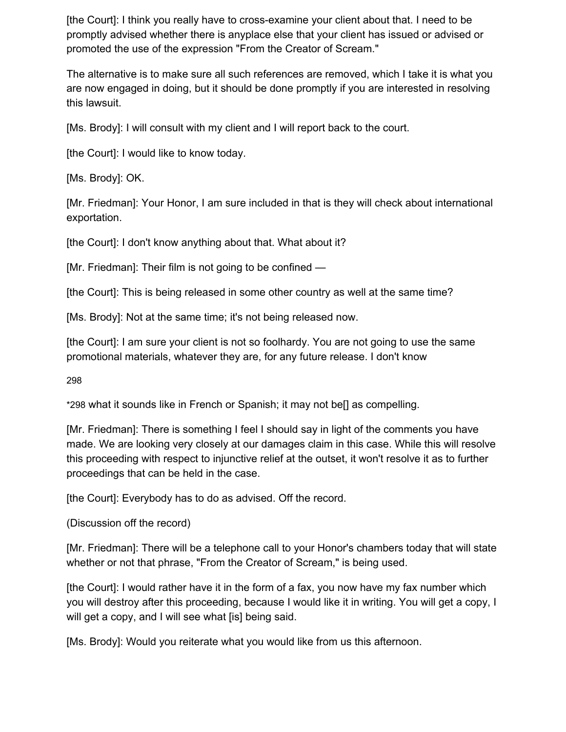[the Court]: I think you really have to cross-examine your client about that. I need to be promptly advised whether there is anyplace else that your client has issued or advised or promoted the use of the expression "From the Creator of Scream."

The alternative is to make sure all such references are removed, which I take it is what you are now engaged in doing, but it should be done promptly if you are interested in resolving this lawsuit.

[Ms. Brody]: I will consult with my client and I will report back to the court.

[the Court]: I would like to know today.

[Ms. Brody]: OK.

[Mr. Friedman]: Your Honor, I am sure included in that is they will check about international exportation.

[the Court]: I don't know anything about that. What about it?

[Mr. Friedman]: Their film is not going to be confined —

[the Court]: This is being released in some other country as well at the same time?

[Ms. Brody]: Not at the same time; it's not being released now.

[the Court]: I am sure your client is not so foolhardy. You are not going to use the same promotional materials, whatever they are, for any future release. I don't know

*298 what it sounds like in French or Spanish; it may not be[] as compelling.

[Mr. Friedman]: There is something I feel I should say in light of the comments you have made. We are looking very closely at our damages claim in this case. While this will resolve this proceeding with respect to injunctive relief at the outset, it won't resolve it as to further proceedings that can be held in the case.

[the Court]: Everybody has to do as advised. Off the record.

(Discussion off the record)

[Mr. Friedman]: There will be a telephone call to your Honor's chambers today that will state whether or not that phrase, "From the Creator of Scream," is being used.

[the Court]: I would rather have it in the form of a fax, you now have my fax number which you will destroy after this proceeding, because I would like it in writing. You will get a copy, I will get a copy, and I will see what [is] being said.

[Ms. Brody]: Would you reiterate what you would like from us this afternoon.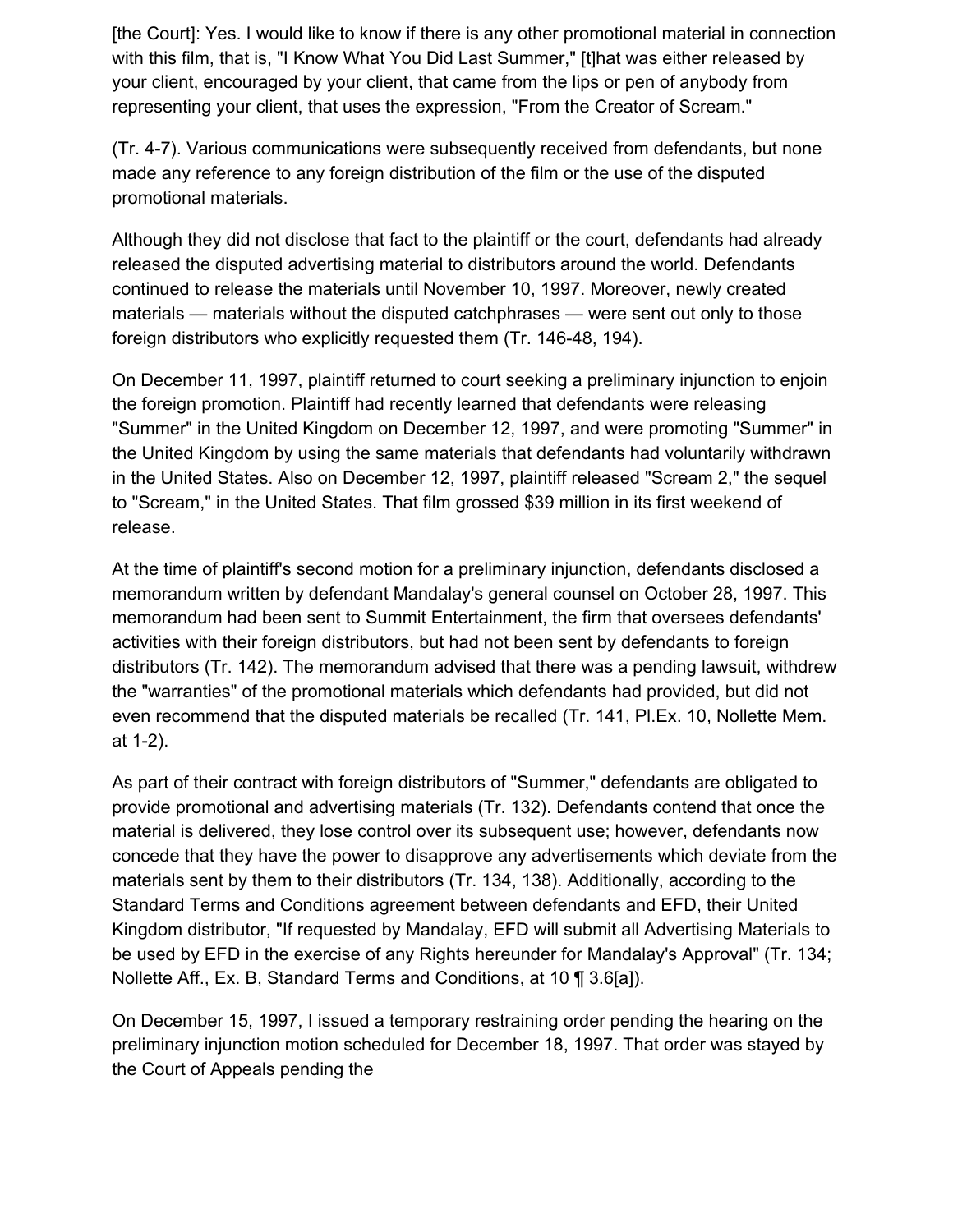[the Court]: Yes. I would like to know if there is any other promotional material in connection with this film, that is, "I Know What You Did Last Summer," [t]hat was either released by your client, encouraged by your client, that came from the lips or pen of anybody from representing your client, that uses the expression, "From the Creator of Scream."

(Tr. 4-7). Various communications were subsequently received from defendants, but none made any reference to any foreign distribution of the film or the use of the disputed promotional materials.

Although they did not disclose that fact to the plaintiff or the court, defendants had already released the disputed advertising material to distributors around the world. Defendants continued to release the materials until November 10, 1997. Moreover, newly created materials — materials without the disputed catchphrases — were sent out only to those foreign distributors who explicitly requested them (Tr. 146-48, 194).

On December 11, 1997, plaintiff returned to court seeking a preliminary injunction to enjoin the foreign promotion. Plaintiff had recently learned that defendants were releasing "Summer" in the United Kingdom on December 12, 1997, and were promoting "Summer" in the United Kingdom by using the same materials that defendants had voluntarily withdrawn in the United States. Also on December 12, 1997, plaintiff released "Scream 2," the sequel to "Scream," in the United States. That film grossed $39 million in its first weekend of release.

At the time of plaintiff's second motion for a preliminary injunction, defendants disclosed a memorandum written by defendant Mandalay's general counsel on October 28, 1997. This memorandum had been sent to Summit Entertainment, the firm that oversees defendants' activities with their foreign distributors, but had not been sent by defendants to foreign distributors (Tr. 142). The memorandum advised that there was a pending lawsuit, withdrew the "warranties" of the promotional materials which defendants had provided, but did not even recommend that the disputed materials be recalled (Tr. 141, Pl.Ex. 10, Nollette Mem. at 1-2).

As part of their contract with foreign distributors of "Summer," defendants are obligated to provide promotional and advertising materials (Tr. 132). Defendants contend that once the material is delivered, they lose control over its subsequent use; however, defendants now concede that they have the power to disapprove any advertisements which deviate from the materials sent by them to their distributors (Tr. 134, 138). Additionally, according to the Standard Terms and Conditions agreement between defendants and EFD, their United Kingdom distributor, "If requested by Mandalay, EFD will submit all Advertising Materials to be used by EFD in the exercise of any Rights hereunder for Mandalay's Approval" (Tr. 134; Nollette Aff., Ex. B, Standard Terms and Conditions, at 10 ¶ 3.6[a]).

On December 15, 1997, I issued a temporary restraining order pending the hearing on the preliminary injunction motion scheduled for December 18, 1997. That order was stayed by the Court of Appeals pending the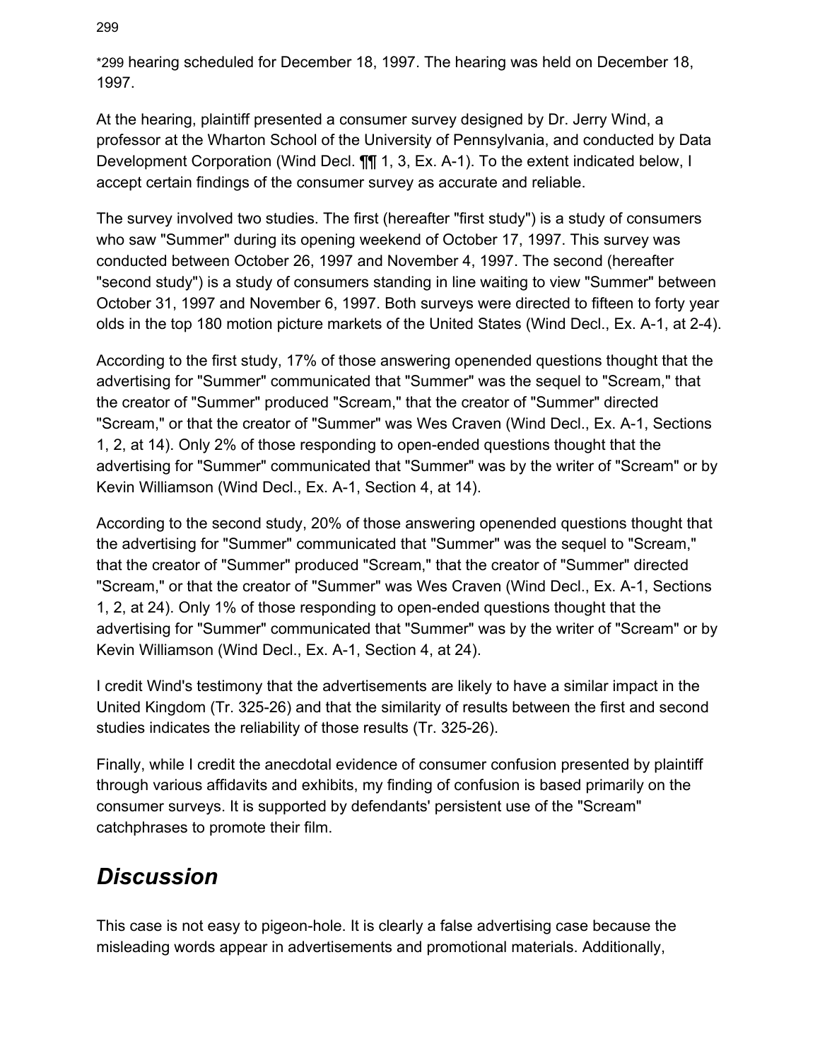*299 hearing scheduled for December 18, 1997. The hearing was held on December 18, 1997.

At the hearing, plaintiff presented a consumer survey designed by Dr. Jerry Wind, a professor at the Wharton School of the University of Pennsylvania, and conducted by Data Development Corporation (Wind Decl. ¶¶ 1, 3, Ex. A-1). To the extent indicated below, I accept certain findings of the consumer survey as accurate and reliable.

The survey involved two studies. The first (hereafter "first study") is a study of consumers who saw "Summer" during its opening weekend of October 17, 1997. This survey was conducted between October 26, 1997 and November 4, 1997. The second (hereafter "second study") is a study of consumers standing in line waiting to view "Summer" between October 31, 1997 and November 6, 1997. Both surveys were directed to fifteen to forty year olds in the top 180 motion picture markets of the United States (Wind Decl., Ex. A-1, at 2-4).

According to the first study, 17% of those answering openended questions thought that the advertising for "Summer" communicated that "Summer" was the sequel to "Scream," that the creator of "Summer" produced "Scream," that the creator of "Summer" directed "Scream," or that the creator of "Summer" was Wes Craven (Wind Decl., Ex. A-1, Sections 1, 2, at 14). Only 2% of those responding to open-ended questions thought that the advertising for "Summer" communicated that "Summer" was by the writer of "Scream" or by Kevin Williamson (Wind Decl., Ex. A-1, Section 4, at 14).

According to the second study, 20% of those answering openended questions thought that the advertising for "Summer" communicated that "Summer" was the sequel to "Scream," that the creator of "Summer" produced "Scream," that the creator of "Summer" directed "Scream," or that the creator of "Summer" was Wes Craven (Wind Decl., Ex. A-1, Sections 1, 2, at 24). Only 1% of those responding to open-ended questions thought that the advertising for "Summer" communicated that "Summer" was by the writer of "Scream" or by Kevin Williamson (Wind Decl., Ex. A-1, Section 4, at 24).

I credit Wind's testimony that the advertisements are likely to have a similar impact in the United Kingdom (Tr. 325-26) and that the similarity of results between the first and second studies indicates the reliability of those results (Tr. 325-26).

Finally, while I credit the anecdotal evidence of consumer confusion presented by plaintiff through various affidavits and exhibits, my finding of confusion is based primarily on the consumer surveys. It is supported by defendants' persistent use of the "Scream" catchphrases to promote their film.

## *Discussion*

This case is not easy to pigeon-hole. It is clearly a false advertising case because the misleading words appear in advertisements and promotional materials. Additionally,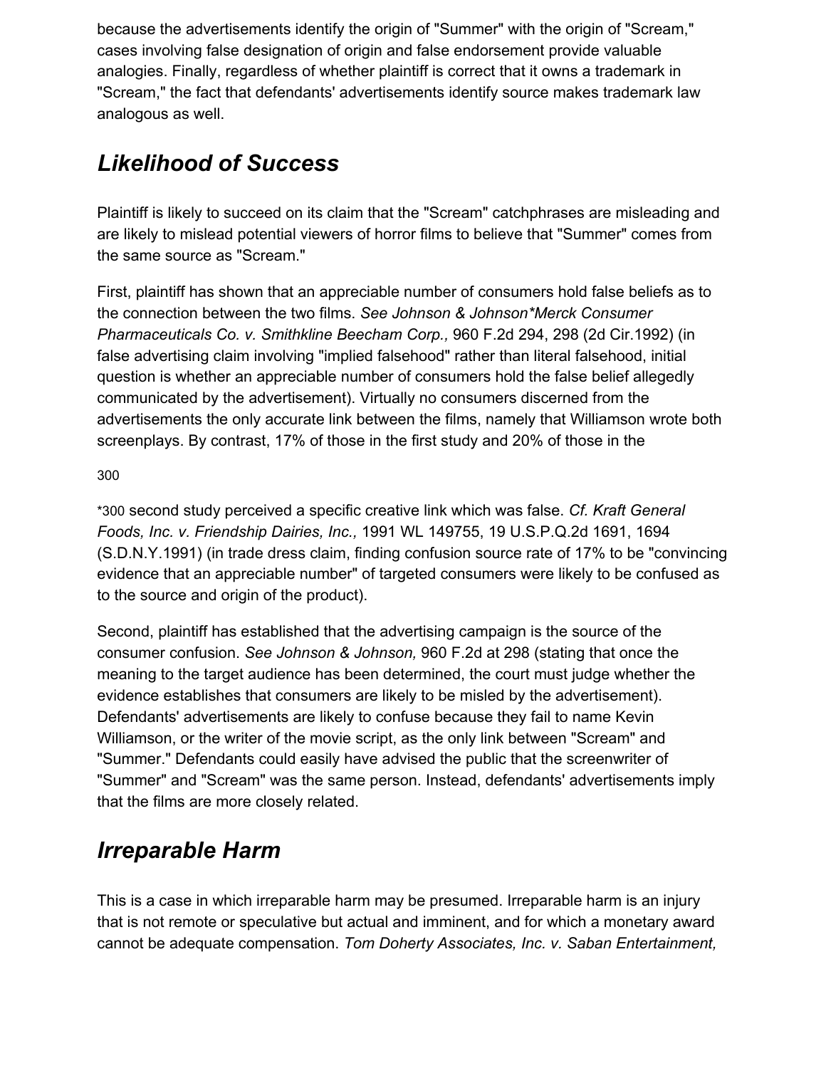because the advertisements identify the origin of "Summer" with the origin of "Scream," cases involving false designation of origin and false endorsement provide valuable analogies. Finally, regardless of whether plaintiff is correct that it owns a trademark in "Scream," the fact that defendants' advertisements identify source makes trademark law analogous as well.

## *Likelihood of Success*

Plaintiff is likely to succeed on its claim that the "Scream" catchphrases are misleading and are likely to mislead potential viewers of horror films to believe that "Summer" comes from the same source as "Scream."

First, plaintiff has shown that an appreciable number of consumers hold false beliefs as to the connection between the two films. *See Johnson & Johnson*Merck Consumer Pharmaceuticals Co. v. Smithkline Beecham Corp.,* 960 F.2d 294, 298 (2d Cir.1992) (in false advertising claim involving "implied falsehood" rather than literal falsehood, initial question is whether an appreciable number of consumers hold the false belief allegedly communicated by the advertisement). Virtually no consumers discerned from the advertisements the only accurate link between the films, namely that Williamson wrote both screenplays. By contrast, 17% of those in the first study and 20% of those in the

300

*300 second study perceived a specific creative link which was false. *Cf. Kraft General Foods, Inc. v. Friendship Dairies, Inc.,* 1991 WL 149755, 19 U.S.P.Q.2d 1691, 1694 (S.D.N.Y.1991) (in trade dress claim, finding confusion source rate of 17% to be "convincing evidence that an appreciable number" of targeted consumers were likely to be confused as to the source and origin of the product).

Second, plaintiff has established that the advertising campaign is the source of the consumer confusion. *See Johnson & Johnson,* 960 F.2d at 298 (stating that once the meaning to the target audience has been determined, the court must judge whether the evidence establishes that consumers are likely to be misled by the advertisement). Defendants' advertisements are likely to confuse because they fail to name Kevin Williamson, or the writer of the movie script, as the only link between "Scream" and "Summer." Defendants could easily have advised the public that the screenwriter of "Summer" and "Scream" was the same person. Instead, defendants' advertisements imply that the films are more closely related.

## *Irreparable Harm*

This is a case in which irreparable harm may be presumed. Irreparable harm is an injury that is not remote or speculative but actual and imminent, and for which a monetary award cannot be adequate compensation. *Tom Doherty Associates, Inc. v. Saban Entertainment,*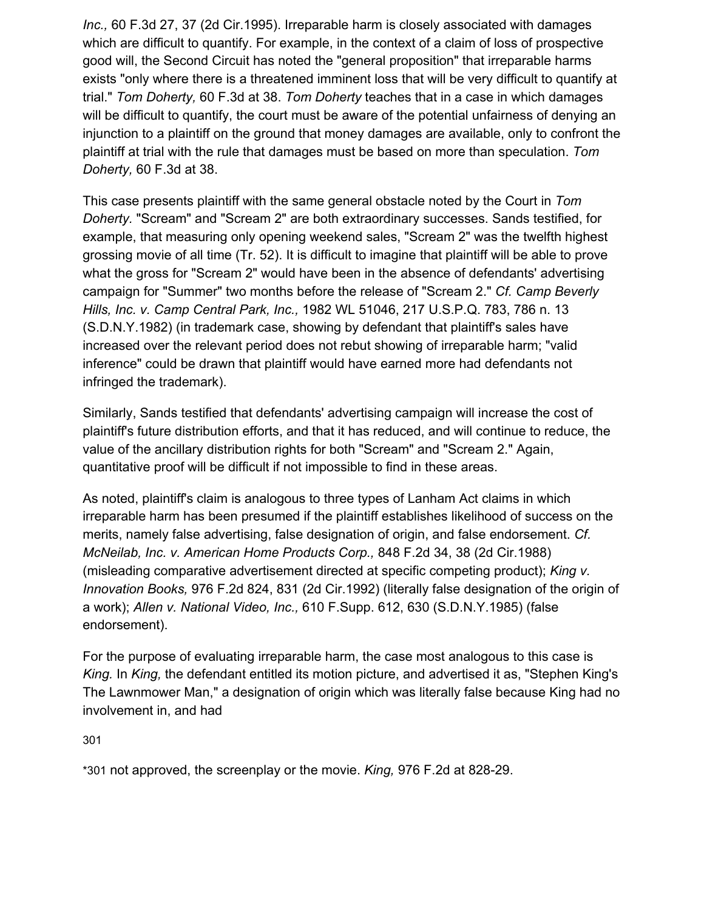*Inc.,* 60 F.3d 27, 37 (2d Cir.1995). Irreparable harm is closely associated with damages which are difficult to quantify. For example, in the context of a claim of loss of prospective good will, the Second Circuit has noted the "general proposition" that irreparable harms exists "only where there is a threatened imminent loss that will be very difficult to quantify at trial." *Tom Doherty,* 60 F.3d at 38. *Tom Doherty* teaches that in a case in which damages will be difficult to quantify, the court must be aware of the potential unfairness of denying an injunction to a plaintiff on the ground that money damages are available, only to confront the plaintiff at trial with the rule that damages must be based on more than speculation. *Tom Doherty,* 60 F.3d at 38.

This case presents plaintiff with the same general obstacle noted by the Court in *Tom Doherty.* "Scream" and "Scream 2" are both extraordinary successes. Sands testified, for example, that measuring only opening weekend sales, "Scream 2" was the twelfth highest grossing movie of all time (Tr. 52). It is difficult to imagine that plaintiff will be able to prove what the gross for "Scream 2" would have been in the absence of defendants' advertising campaign for "Summer" two months before the release of "Scream 2." *Cf. Camp Beverly Hills, Inc. v. Camp Central Park, Inc.,* 1982 WL 51046, 217 U.S.P.Q. 783, 786 n. 13 (S.D.N.Y.1982) (in trademark case, showing by defendant that plaintiff's sales have increased over the relevant period does not rebut showing of irreparable harm; "valid inference" could be drawn that plaintiff would have earned more had defendants not infringed the trademark).

Similarly, Sands testified that defendants' advertising campaign will increase the cost of plaintiff's future distribution efforts, and that it has reduced, and will continue to reduce, the value of the ancillary distribution rights for both "Scream" and "Scream 2." Again, quantitative proof will be difficult if not impossible to find in these areas.

As noted, plaintiff's claim is analogous to three types of Lanham Act claims in which irreparable harm has been presumed if the plaintiff establishes likelihood of success on the merits, namely false advertising, false designation of origin, and false endorsement. *Cf. McNeilab, Inc. v. American Home Products Corp.,* 848 F.2d 34, 38 (2d Cir.1988) (misleading comparative advertisement directed at specific competing product); *King v. Innovation Books,* 976 F.2d 824, 831 (2d Cir.1992) (literally false designation of the origin of a work); *Allen v. National Video, Inc.,* 610 F.Supp. 612, 630 (S.D.N.Y.1985) (false endorsement).

For the purpose of evaluating irreparable harm, the case most analogous to this case is *King.* In *King,* the defendant entitled its motion picture, and advertised it as, "Stephen King's The Lawnmower Man," a designation of origin which was literally false because King had no involvement in, and had

*301 not approved, the screenplay or the movie. *King,* 976 F.2d at 828-29.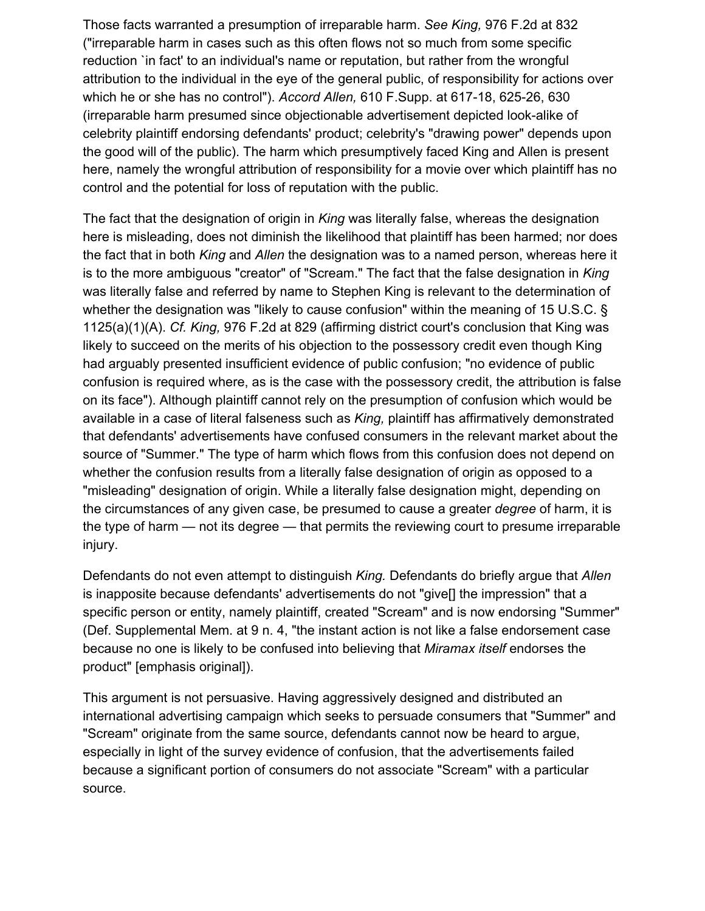Those facts warranted a presumption of irreparable harm. *See King,* 976 F.2d at 832 ("irreparable harm in cases such as this often flows not so much from some specific reduction `in fact' to an individual's name or reputation, but rather from the wrongful attribution to the individual in the eye of the general public, of responsibility for actions over which he or she has no control"). *Accord Allen,* 610 F.Supp. at 617-18, 625-26, 630 (irreparable harm presumed since objectionable advertisement depicted look-alike of celebrity plaintiff endorsing defendants' product; celebrity's "drawing power" depends upon the good will of the public). The harm which presumptively faced King and Allen is present here, namely the wrongful attribution of responsibility for a movie over which plaintiff has no control and the potential for loss of reputation with the public.

The fact that the designation of origin in *King* was literally false, whereas the designation here is misleading, does not diminish the likelihood that plaintiff has been harmed; nor does the fact that in both *King* and *Allen* the designation was to a named person, whereas here it is to the more ambiguous "creator" of "Scream." The fact that the false designation in *King* was literally false and referred by name to Stephen King is relevant to the determination of whether the designation was "likely to cause confusion" within the meaning of 15 U.S.C. § 1125(a)(1)(A). *Cf. King,* 976 F.2d at 829 (affirming district court's conclusion that King was likely to succeed on the merits of his objection to the possessory credit even though King had arguably presented insufficient evidence of public confusion; "no evidence of public confusion is required where, as is the case with the possessory credit, the attribution is false on its face"). Although plaintiff cannot rely on the presumption of confusion which would be available in a case of literal falseness such as *King,* plaintiff has affirmatively demonstrated that defendants' advertisements have confused consumers in the relevant market about the source of "Summer." The type of harm which flows from this confusion does not depend on whether the confusion results from a literally false designation of origin as opposed to a "misleading" designation of origin. While a literally false designation might, depending on the circumstances of any given case, be presumed to cause a greater *degree* of harm, it is the type of harm — not its degree — that permits the reviewing court to presume irreparable injury.

Defendants do not even attempt to distinguish *King.* Defendants do briefly argue that *Allen* is inapposite because defendants' advertisements do not "give[] the impression" that a specific person or entity, namely plaintiff, created "Scream" and is now endorsing "Summer" (Def. Supplemental Mem. at 9 n. 4, "the instant action is not like a false endorsement case because no one is likely to be confused into believing that *Miramax itself* endorses the product" [emphasis original]).

This argument is not persuasive. Having aggressively designed and distributed an international advertising campaign which seeks to persuade consumers that "Summer" and "Scream" originate from the same source, defendants cannot now be heard to argue, especially in light of the survey evidence of confusion, that the advertisements failed because a significant portion of consumers do not associate "Scream" with a particular source.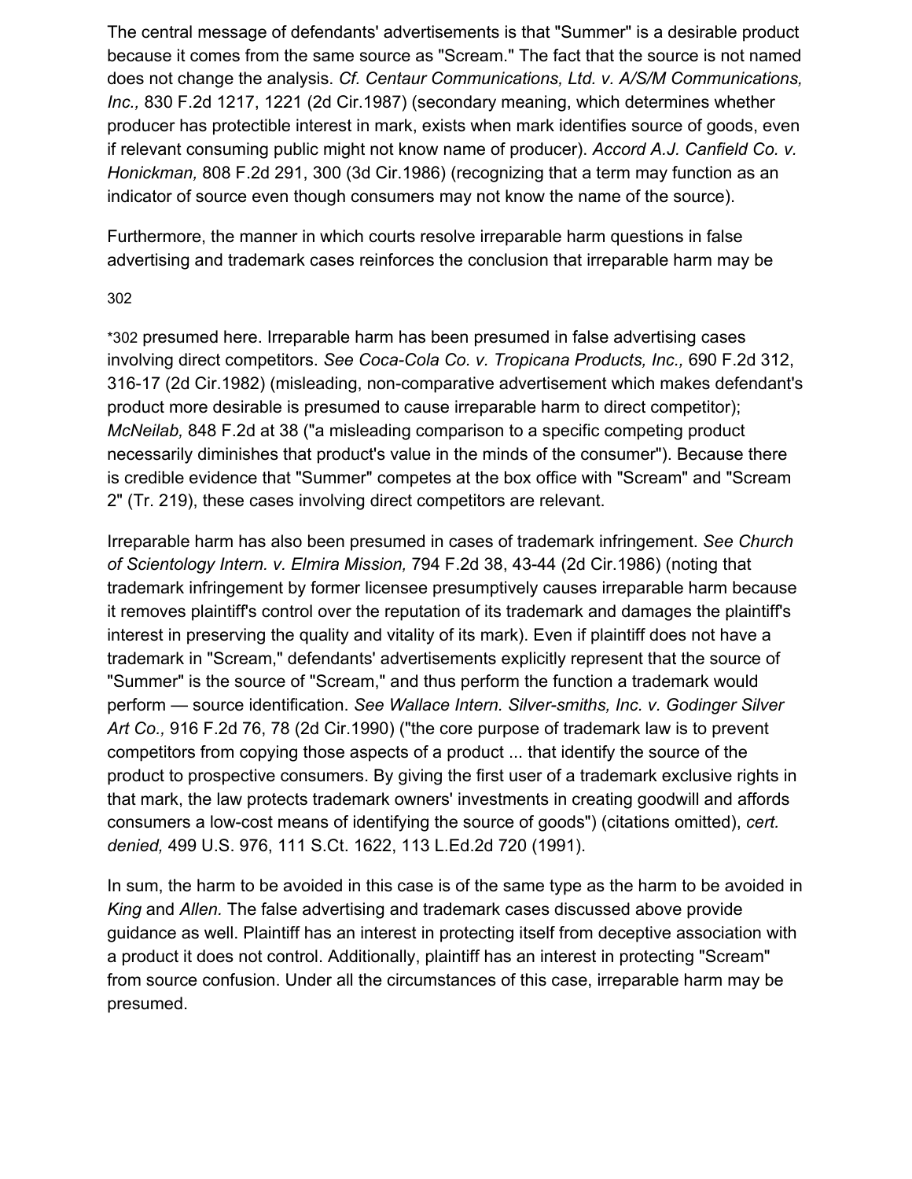The central message of defendants' advertisements is that "Summer" is a desirable product because it comes from the same source as "Scream." The fact that the source is not named does not change the analysis. *Cf. Centaur Communications, Ltd. v. A/S/M Communications, Inc.,* 830 F.2d 1217, 1221 (2d Cir.1987) (secondary meaning, which determines whether producer has protectible interest in mark, exists when mark identifies source of goods, even if relevant consuming public might not know name of producer). *Accord A.J. Canfield Co. v. Honickman,* 808 F.2d 291, 300 (3d Cir.1986) (recognizing that a term may function as an indicator of source even though consumers may not know the name of the source).

Furthermore, the manner in which courts resolve irreparable harm questions in false advertising and trademark cases reinforces the conclusion that irreparable harm may be

302

*302 presumed here. Irreparable harm has been presumed in false advertising cases involving direct competitors. *See Coca-Cola Co. v. Tropicana Products, Inc.,* 690 F.2d 312, 316-17 (2d Cir.1982) (misleading, non-comparative advertisement which makes defendant's product more desirable is presumed to cause irreparable harm to direct competitor); *McNeilab,* 848 F.2d at 38 ("a misleading comparison to a specific competing product necessarily diminishes that product's value in the minds of the consumer"). Because there is credible evidence that "Summer" competes at the box office with "Scream" and "Scream 2" (Tr. 219), these cases involving direct competitors are relevant.

Irreparable harm has also been presumed in cases of trademark infringement. *See Church of Scientology Intern. v. Elmira Mission,* 794 F.2d 38, 43-44 (2d Cir.1986) (noting that trademark infringement by former licensee presumptively causes irreparable harm because it removes plaintiff's control over the reputation of its trademark and damages the plaintiff's interest in preserving the quality and vitality of its mark). Even if plaintiff does not have a trademark in "Scream," defendants' advertisements explicitly represent that the source of "Summer" is the source of "Scream," and thus perform the function a trademark would perform — source identification. *See Wallace Intern. Silver-smiths, Inc. v. Godinger Silver Art Co.,* 916 F.2d 76, 78 (2d Cir.1990) ("the core purpose of trademark law is to prevent competitors from copying those aspects of a product ... that identify the source of the product to prospective consumers. By giving the first user of a trademark exclusive rights in that mark, the law protects trademark owners' investments in creating goodwill and affords consumers a low-cost means of identifying the source of goods") (citations omitted), *cert. denied,* 499 U.S. 976, 111 S.Ct. 1622, 113 L.Ed.2d 720 (1991).

In sum, the harm to be avoided in this case is of the same type as the harm to be avoided in *King* and *Allen.* The false advertising and trademark cases discussed above provide guidance as well. Plaintiff has an interest in protecting itself from deceptive association with a product it does not control. Additionally, plaintiff has an interest in protecting "Scream" from source confusion. Under all the circumstances of this case, irreparable harm may be presumed.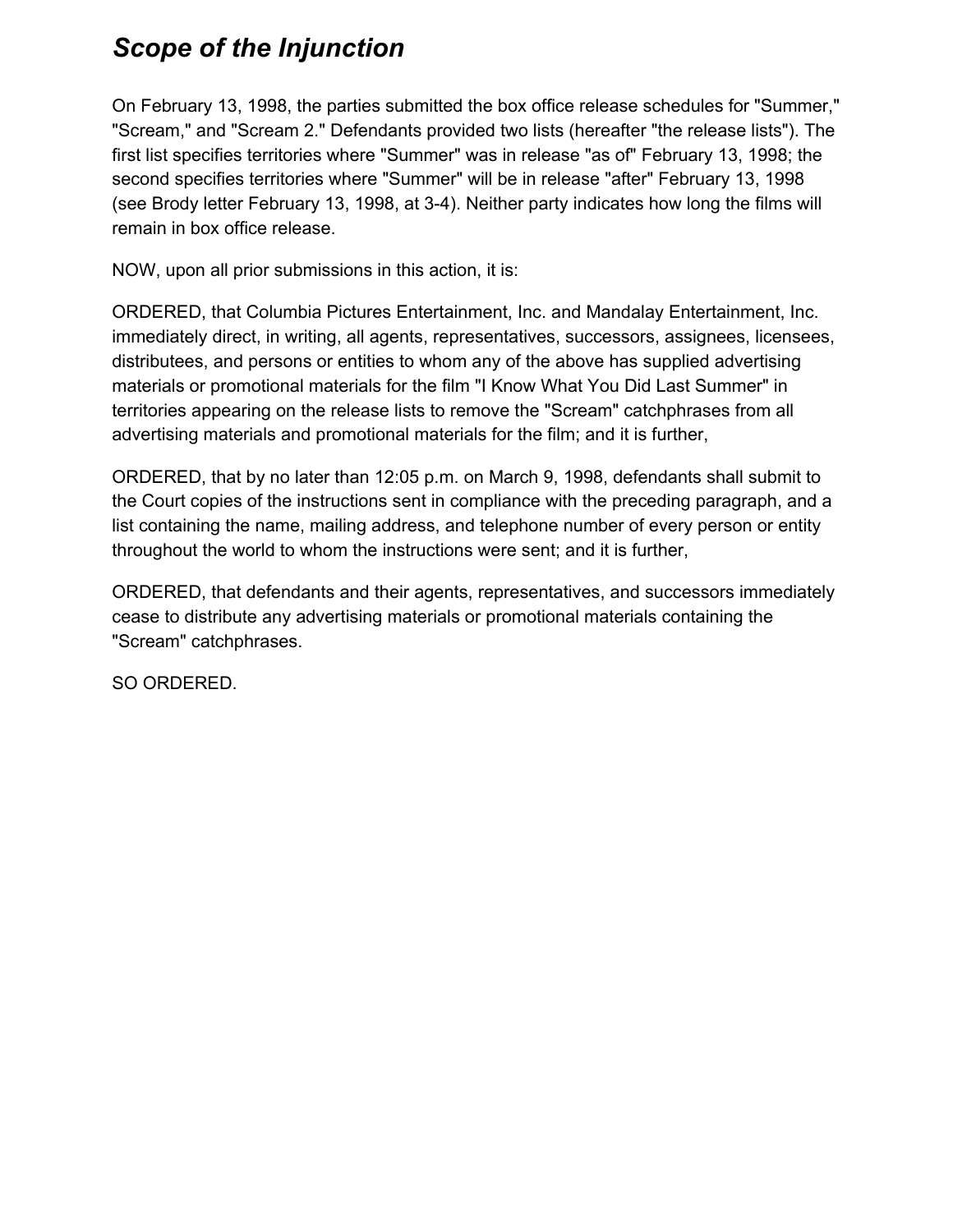## *Scope of the Injunction*

On February 13, 1998, the parties submitted the box office release schedules for "Summer," "Scream," and "Scream 2." Defendants provided two lists (hereafter "the release lists"). The first list specifies territories where "Summer" was in release "as of" February 13, 1998; the second specifies territories where "Summer" will be in release "after" February 13, 1998 (see Brody letter February 13, 1998, at 3-4). Neither party indicates how long the films will remain in box office release.

NOW, upon all prior submissions in this action, it is:

ORDERED, that Columbia Pictures Entertainment, Inc. and Mandalay Entertainment, Inc. immediately direct, in writing, all agents, representatives, successors, assignees, licensees, distributees, and persons or entities to whom any of the above has supplied advertising materials or promotional materials for the film "I Know What You Did Last Summer" in territories appearing on the release lists to remove the "Scream" catchphrases from all advertising materials and promotional materials for the film; and it is further,

ORDERED, that by no later than 12:05 p.m. on March 9, 1998, defendants shall submit to the Court copies of the instructions sent in compliance with the preceding paragraph, and a list containing the name, mailing address, and telephone number of every person or entity throughout the world to whom the instructions were sent; and it is further,

ORDERED, that defendants and their agents, representatives, and successors immediately cease to distribute any advertising materials or promotional materials containing the "Scream" catchphrases.

SO ORDERED.